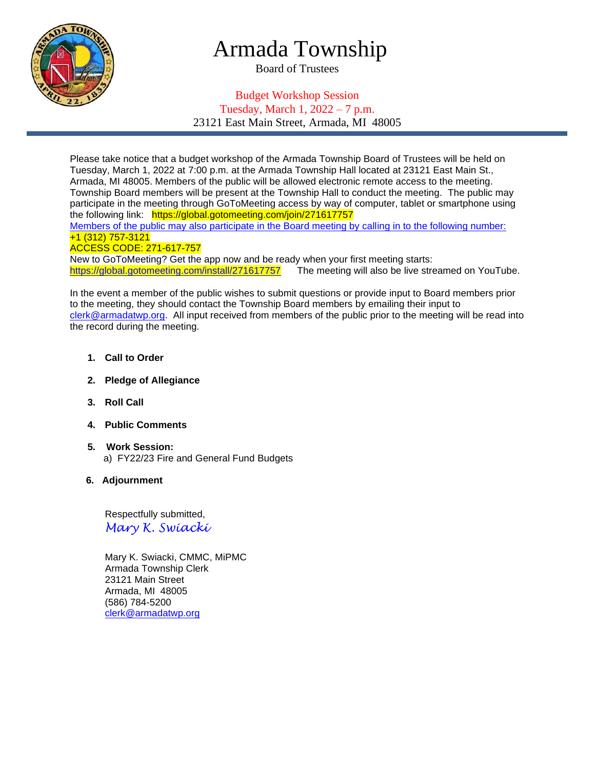# Armada Township

Board of Trustees

Budget Workshop Session
Tuesday, March 1, 2022 – 7 p.m.
23121 East Main Street, Armada, MI 48005

---

Please take notice that a budget workshop of the Armada Township Board of Trustees will be held on Tuesday, March 1, 2022 at 7:00 p.m. at the Armada Township Hall located at 23121 East Main St., Armada, MI 48005. Members of the public will be allowed electronic remote access to the meeting. Township Board members will be present at the Township Hall to conduct the meeting. The public may participate in the meeting through GoToMeeting access by way of computer, tablet or smartphone using the following link: https://global.gotomeeting.com/join/271617757
Members of the public may also participate in the Board meeting by calling in to the following number:
+1 (312) 757-3121
ACCESS CODE: 271-617-757
New to GoToMeeting? Get the app now and be ready when your first meeting starts:
https://global.gotomeeting.com/install/271617757 The meeting will also be live streamed on YouTube.

In the event a member of the public wishes to submit questions or provide input to Board members prior to the meeting, they should contact the Township Board members by emailing their input to clerk@armadatwp.org. All input received from members of the public prior to the meeting will be read into the record during the meeting.

1. **Call to Order**
2. **Pledge of Allegiance**
3. **Roll Call**
4. **Public Comments**
5. **Work Session:**
   a) FY22/23 Fire and General Fund Budgets
6. **Adjournment**

Respectfully submitted,
*Mary K. Swiacki*

Mary K. Swiacki, CMMC, MiPMC
Armada Township Clerk
23121 Main Street
Armada, MI 48005
(586) 784-5200
clerk@armadatwp.org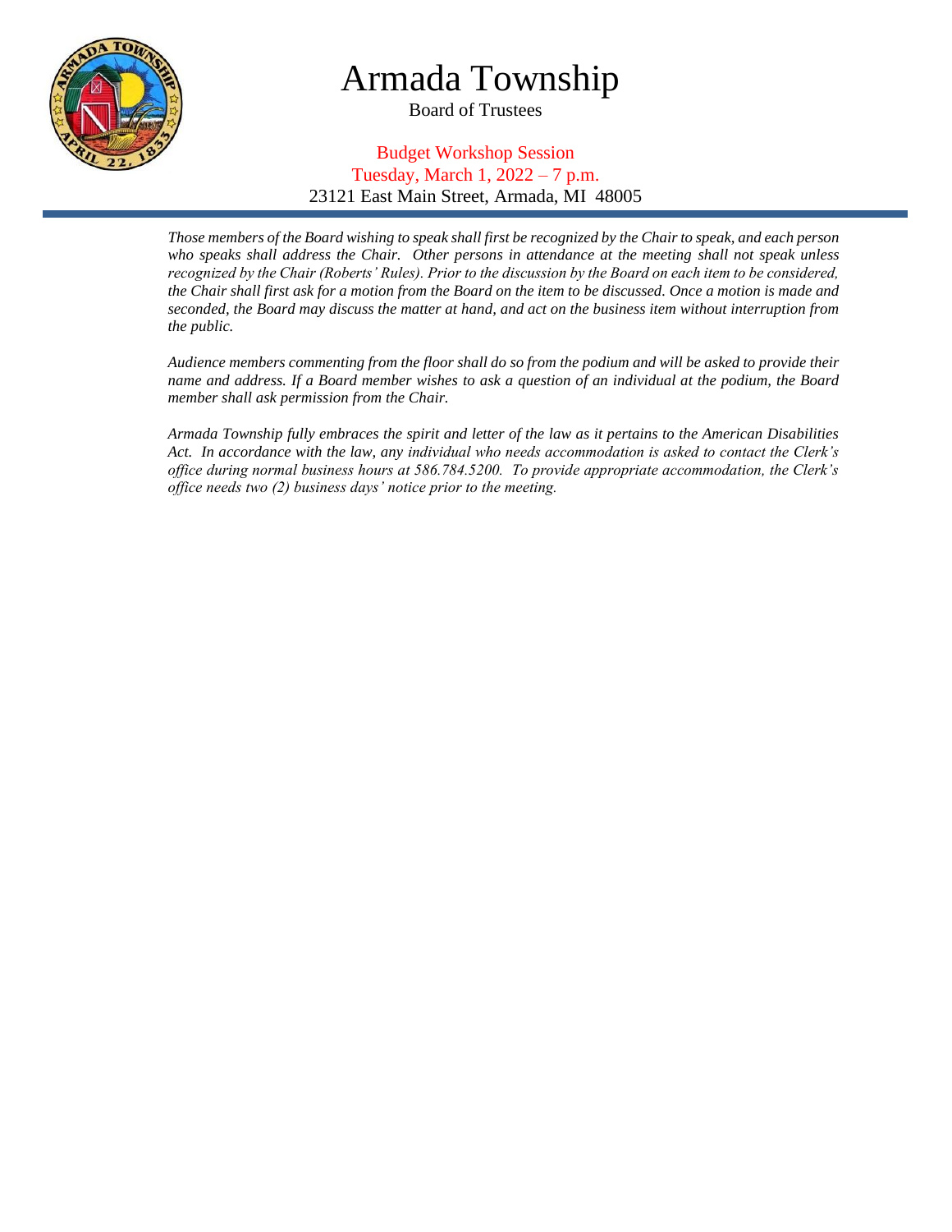# Armada Township

Board of Trustees

Budget Workshop Session
Tuesday, March 1, 2022 – 7 p.m.
23121 East Main Street, Armada, MI 48005

*Those members of the Board wishing to speak shall first be recognized by the Chair to speak, and each person who speaks shall address the Chair. Other persons in attendance at the meeting shall not speak unless recognized by the Chair (Roberts' Rules). Prior to the discussion by the Board on each item to be considered, the Chair shall first ask for a motion from the Board on the item to be discussed. Once a motion is made and seconded, the Board may discuss the matter at hand, and act on the business item without interruption from the public.*

*Audience members commenting from the floor shall do so from the podium and will be asked to provide their name and address. If a Board member wishes to ask a question of an individual at the podium, the Board member shall ask permission from the Chair.*

*Armada Township fully embraces the spirit and letter of the law as it pertains to the American Disabilities Act. In accordance with the law, any individual who needs accommodation is asked to contact the Clerk's office during normal business hours at 586.784.5200. To provide appropriate accommodation, the Clerk's office needs two (2) business days' notice prior to the meeting.*